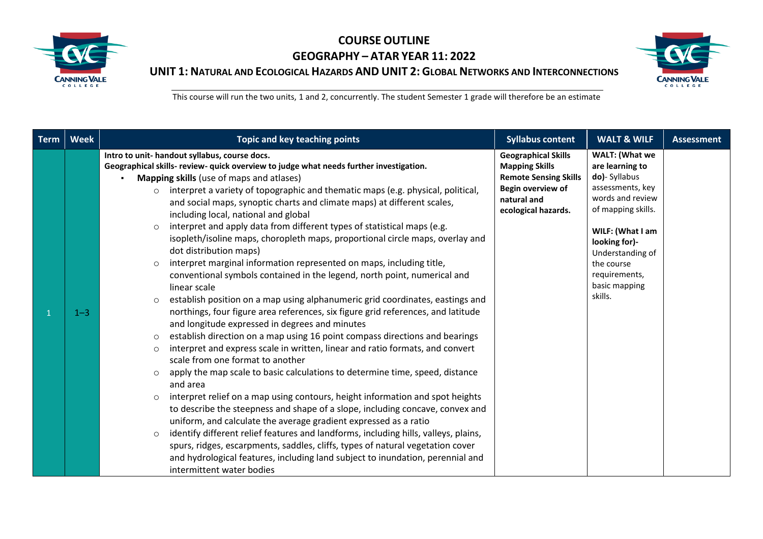# COURSE OUTLINE

## GEOGRAPHY – ATAR YEAR 11: 2022

### UNIT 1: NATURAL AND ECOLOGICAL HAZARDS AND UNIT 2: GLOBAL NETWORKS AND INTERCONNECTIONS

This course will run the two units, 1 and 2, concurrently. The student Semester 1 grade will therefore be an estimate

| Term | Week | Topic and key teaching points | Syllabus content | WALT & WILF | Assessment |
|---|---|---|---|---|---|
| 1 | 1–3 | **Intro to unit- handout syllabus, course docs.**<br>**Geographical skills- review- quick overview to judge what needs further investigation.**<br>▪ **Mapping skills** (use of maps and atlases)<br>○ interpret a variety of topographic and thematic maps (e.g. physical, political, and social maps, synoptic charts and climate maps) at different scales, including local, national and global<br>○ interpret and apply data from different types of statistical maps (e.g. isopleth/isoline maps, choropleth maps, proportional circle maps, overlay and dot distribution maps)<br>○ interpret marginal information represented on maps, including title, conventional symbols contained in the legend, north point, numerical and linear scale<br>○ establish position on a map using alphanumeric grid coordinates, eastings and northings, four figure area references, six figure grid references, and latitude and longitude expressed in degrees and minutes<br>○ establish direction on a map using 16 point compass directions and bearings<br>○ interpret and express scale in written, linear and ratio formats, and convert scale from one format to another<br>○ apply the map scale to basic calculations to determine time, speed, distance and area<br>○ interpret relief on a map using contours, height information and spot heights to describe the steepness and shape of a slope, including concave, convex and uniform, and calculate the average gradient expressed as a ratio<br>○ identify different relief features and landforms, including hills, valleys, plains, spurs, ridges, escarpments, saddles, cliffs, types of natural vegetation cover and hydrological features, including land subject to inundation, perennial and intermittent water bodies | **Geographical Skills**<br>**Mapping Skills**<br>**Remote Sensing Skills**<br>**Begin overview of natural and ecological hazards.** | **WALT: (What we are learning to do)**- Syllabus assessments, key words and review of mapping skills.<br><br>**WILF: (What I am looking for)**- Understanding of the course requirements, basic mapping skills. | |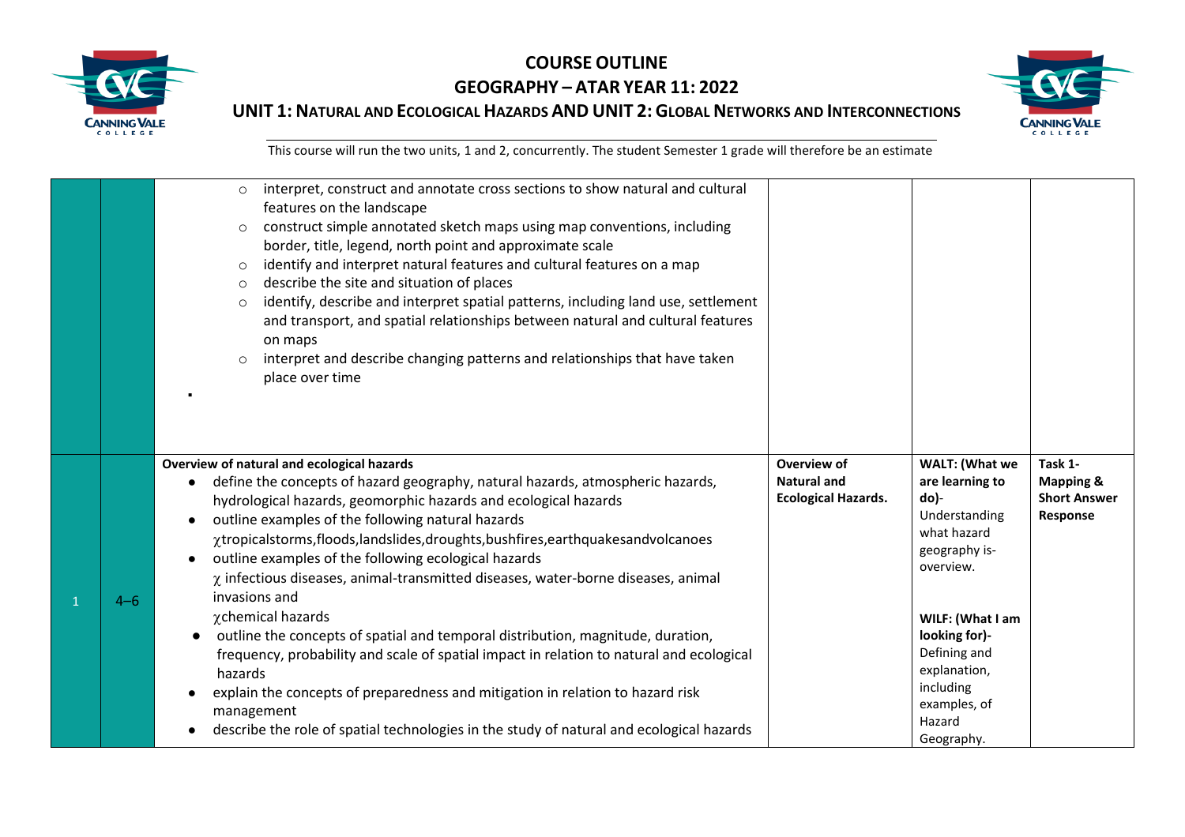# COURSE OUTLINE

## GEOGRAPHY – ATAR YEAR 11: 2022

### UNIT 1: NATURAL AND ECOLOGICAL HAZARDS AND UNIT 2: GLOBAL NETWORKS AND INTERCONNECTIONS

This course will run the two units, 1 and 2, concurrently. The student Semester 1 grade will therefore be an estimate

| | | | | | |
|---|---|---|---|---|---|
| | | ○ interpret, construct and annotate cross sections to show natural and cultural features on the landscape<br>○ construct simple annotated sketch maps using map conventions, including border, title, legend, north point and approximate scale<br>○ identify and interpret natural features and cultural features on a map<br>○ describe the site and situation of places<br>○ identify, describe and interpret spatial patterns, including land use, settlement and transport, and spatial relationships between natural and cultural features on maps<br>○ interpret and describe changing patterns and relationships that have taken place over time<br>▪ | | | |
| 1 | 4–6 | **Overview of natural and ecological hazards**<br>● define the concepts of hazard geography, natural hazards, atmospheric hazards, hydrological hazards, geomorphic hazards and ecological hazards<br>● outline examples of the following natural hazards<br>χtropicalstorms,floods,landslides,droughts,bushfires,earthquakesandvolcanoes<br>● outline examples of the following ecological hazards<br>χ infectious diseases, animal-transmitted diseases, water-borne diseases, animal invasions and<br>χchemical hazards<br>● outline the concepts of spatial and temporal distribution, magnitude, duration, frequency, probability and scale of spatial impact in relation to natural and ecological hazards<br>● explain the concepts of preparedness and mitigation in relation to hazard risk management<br>● describe the role of spatial technologies in the study of natural and ecological hazards | **Overview of Natural and Ecological Hazards.** | **WALT: (What we are learning to do)**- Understanding what hazard geography is- overview.<br><br>**WILF: (What I am looking for)**- Defining and explanation, including examples, of Hazard Geography. | **Task 1- Mapping & Short Answer Response** |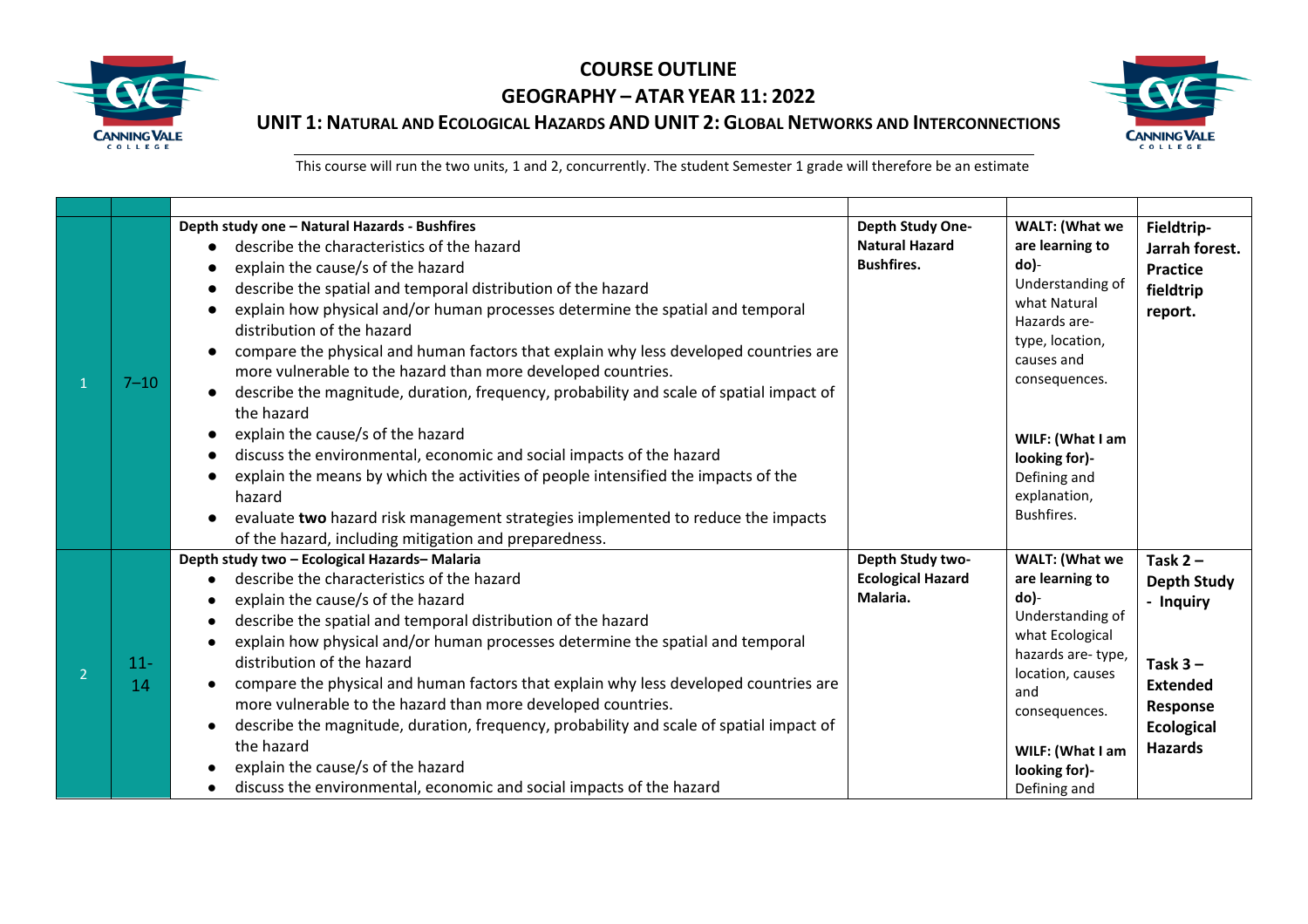# COURSE OUTLINE

## GEOGRAPHY – ATAR YEAR 11: 2022

### UNIT 1: NATURAL AND ECOLOGICAL HAZARDS AND UNIT 2: GLOBAL NETWORKS AND INTERCONNECTIONS

This course will run the two units, 1 and 2, concurrently. The student Semester 1 grade will therefore be an estimate

| | | | | | |
|---|---|---|---|---|---|
| 1 | 7–10 | **Depth study one – Natural Hazards - Bushfires**<br>● describe the characteristics of the hazard<br>● explain the cause/s of the hazard<br>● describe the spatial and temporal distribution of the hazard<br>● explain how physical and/or human processes determine the spatial and temporal distribution of the hazard<br>● compare the physical and human factors that explain why less developed countries are more vulnerable to the hazard than more developed countries.<br>● describe the magnitude, duration, frequency, probability and scale of spatial impact of the hazard<br>● explain the cause/s of the hazard<br>● discuss the environmental, economic and social impacts of the hazard<br>● explain the means by which the activities of people intensified the impacts of the hazard<br>● evaluate **two** hazard risk management strategies implemented to reduce the impacts of the hazard, including mitigation and preparedness. | **Depth Study One- Natural Hazard Bushfires.** | **WALT: (What we are learning to do)**- Understanding of what Natural Hazards are- type, location, causes and consequences.<br><br>**WILF: (What I am looking for)**- Defining and explanation, Bushfires. | **Fieldtrip- Jarrah forest. Practice fieldtrip report.** |
| 2 | 11-14 | **Depth study two – Ecological Hazards– Malaria**<br>● describe the characteristics of the hazard<br>● explain the cause/s of the hazard<br>● describe the spatial and temporal distribution of the hazard<br>● explain how physical and/or human processes determine the spatial and temporal distribution of the hazard<br>● compare the physical and human factors that explain why less developed countries are more vulnerable to the hazard than more developed countries.<br>● describe the magnitude, duration, frequency, probability and scale of spatial impact of the hazard<br>● explain the cause/s of the hazard<br>● discuss the environmental, economic and social impacts of the hazard | **Depth Study two- Ecological Hazard Malaria.** | **WALT: (What we are learning to do)**- Understanding of what Ecological hazards are- type, location, causes and consequences.<br><br>**WILF: (What I am looking for)**- Defining and | **Task 2 – Depth Study - Inquiry**<br><br>**Task 3 – Extended Response Ecological Hazards** |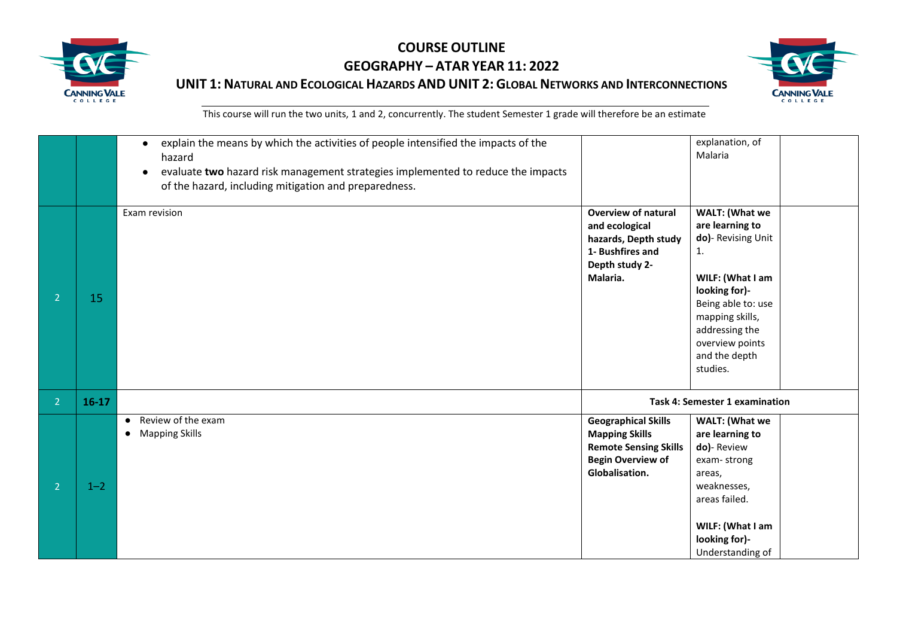# COURSE OUTLINE

## GEOGRAPHY – ATAR YEAR 11: 2022

### UNIT 1: NATURAL AND ECOLOGICAL HAZARDS AND UNIT 2: GLOBAL NETWORKS AND INTERCONNECTIONS

This course will run the two units, 1 and 2, concurrently. The student Semester 1 grade will therefore be an estimate

| | | | | | |
|---|---|---|---|---|---|
| | | ● explain the means by which the activities of people intensified the impacts of the hazard<br>● evaluate **two** hazard risk management strategies implemented to reduce the impacts of the hazard, including mitigation and preparedness. | | explanation, of Malaria | |
| 2 | 15 | Exam revision | **Overview of natural and ecological hazards, Depth study 1- Bushfires and Depth study 2- Malaria.** | **WALT: (What we are learning to do)**- Revising Unit 1.<br><br>**WILF: (What I am looking for)**- Being able to: use mapping skills, addressing the overview points and the depth studies. | |
| 2 | **16-17** | | **Task 4: Semester 1 examination** | | |
| 2 | 1–2 | ● Review of the exam<br>● Mapping Skills | **Geographical Skills**<br>**Mapping Skills**<br>**Remote Sensing Skills**<br>**Begin Overview of Globalisation.** | **WALT: (What we are learning to do)**- Review exam- strong areas, weaknesses, areas failed.<br><br>**WILF: (What I am looking for)**- Understanding of | |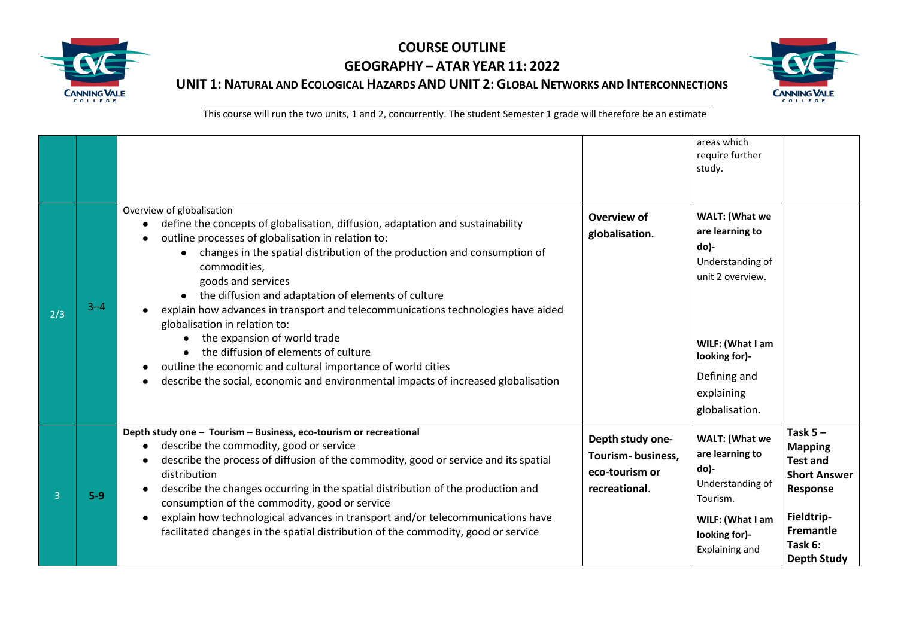# COURSE OUTLINE

## GEOGRAPHY – ATAR YEAR 11: 2022

### UNIT 1: NATURAL AND ECOLOGICAL HAZARDS AND UNIT 2: GLOBAL NETWORKS AND INTERCONNECTIONS

This course will run the two units, 1 and 2, concurrently. The student Semester 1 grade will therefore be an estimate

| | | | | | |
|---|---|---|---|---|---|
| | | | | areas which require further study. | |
| 2/3 | 3–4 | Overview of globalisation<br>• define the concepts of globalisation, diffusion, adaptation and sustainability<br>• outline processes of globalisation in relation to:<br>  • changes in the spatial distribution of the production and consumption of commodities, goods and services<br>  • the diffusion and adaptation of elements of culture<br>• explain how advances in transport and telecommunications technologies have aided globalisation in relation to:<br>  • the expansion of world trade<br>  • the diffusion of elements of culture<br>• outline the economic and cultural importance of world cities<br>• describe the social, economic and environmental impacts of increased globalisation | **Overview of globalisation.** | **WALT: (What we are learning to do)**- Understanding of unit 2 overview.<br><br>**WILF: (What I am looking for)**- Defining and explaining globalisation**.** | |
| 3 | **5-9** | **Depth study one – Tourism – Business, eco-tourism or recreational**<br>• describe the commodity, good or service<br>• describe the process of diffusion of the commodity, good or service and its spatial distribution<br>• describe the changes occurring in the spatial distribution of the production and consumption of the commodity, good or service<br>• explain how technological advances in transport and/or telecommunications have facilitated changes in the spatial distribution of the commodity, good or service | **Depth study one- Tourism- business, eco-tourism or recreational**. | **WALT: (What we are learning to do)**- Understanding of Tourism.<br>**WILF: (What I am looking for)**- Explaining and | **Task 5 – Mapping Test and Short Answer Response**<br><br>**Fieldtrip- Fremantle Task 6: Depth Study** |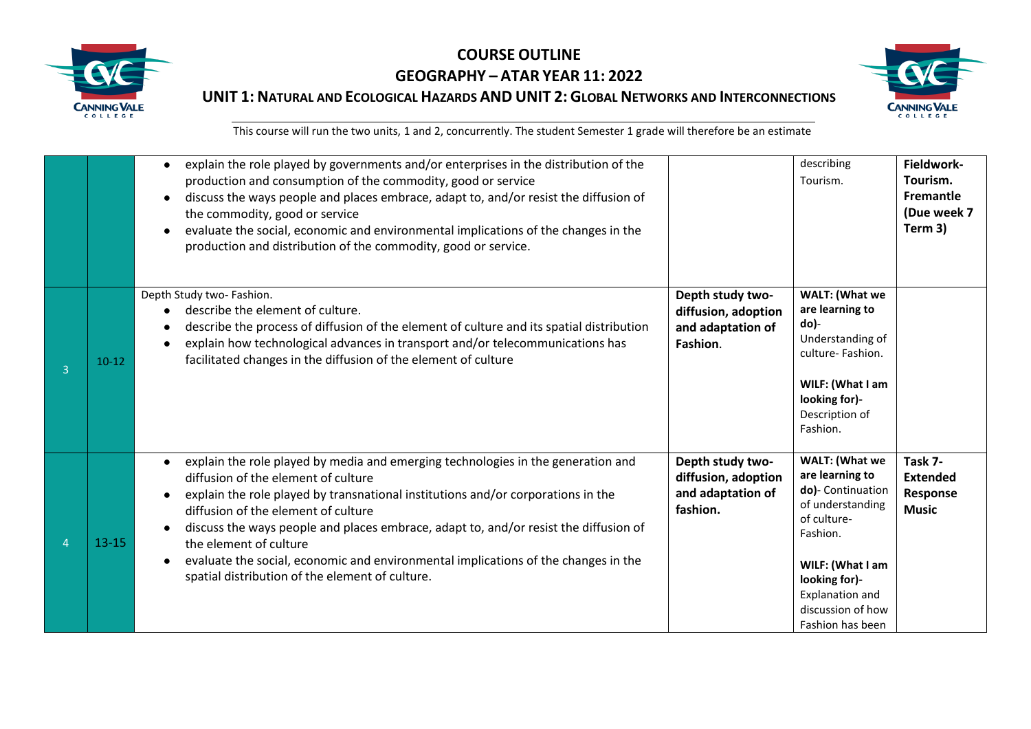# COURSE OUTLINE

## GEOGRAPHY – ATAR YEAR 11: 2022

### UNIT 1: NATURAL AND ECOLOGICAL HAZARDS AND UNIT 2: GLOBAL NETWORKS AND INTERCONNECTIONS

This course will run the two units, 1 and 2, concurrently. The student Semester 1 grade will therefore be an estimate

| | | | | | |
|---|---|---|---|---|---|
| | | • explain the role played by governments and/or enterprises in the distribution of the production and consumption of the commodity, good or service<br>• discuss the ways people and places embrace, adapt to, and/or resist the diffusion of the commodity, good or service<br>• evaluate the social, economic and environmental implications of the changes in the production and distribution of the commodity, good or service. | | describing Tourism. | **Fieldwork- Tourism. Fremantle (Due week 7 Term 3)** |
| 3 | 10-12 | Depth Study two- Fashion.<br>• describe the element of culture.<br>• describe the process of diffusion of the element of culture and its spatial distribution<br>• explain how technological advances in transport and/or telecommunications has facilitated changes in the diffusion of the element of culture | **Depth study two- diffusion, adoption and adaptation of Fashion**. | **WALT: (What we are learning to do)**- Understanding of culture- Fashion.<br><br>**WILF: (What I am looking for)**- Description of Fashion. | |
| 4 | 13-15 | • explain the role played by media and emerging technologies in the generation and diffusion of the element of culture<br>• explain the role played by transnational institutions and/or corporations in the diffusion of the element of culture<br>• discuss the ways people and places embrace, adapt to, and/or resist the diffusion of the element of culture<br>• evaluate the social, economic and environmental implications of the changes in the spatial distribution of the element of culture. | **Depth study two- diffusion, adoption and adaptation of fashion.** | **WALT: (What we are learning to do)**- Continuation of understanding of culture- Fashion.<br><br>**WILF: (What I am looking for)**- Explanation and discussion of how Fashion has been | **Task 7- Extended Response Music** |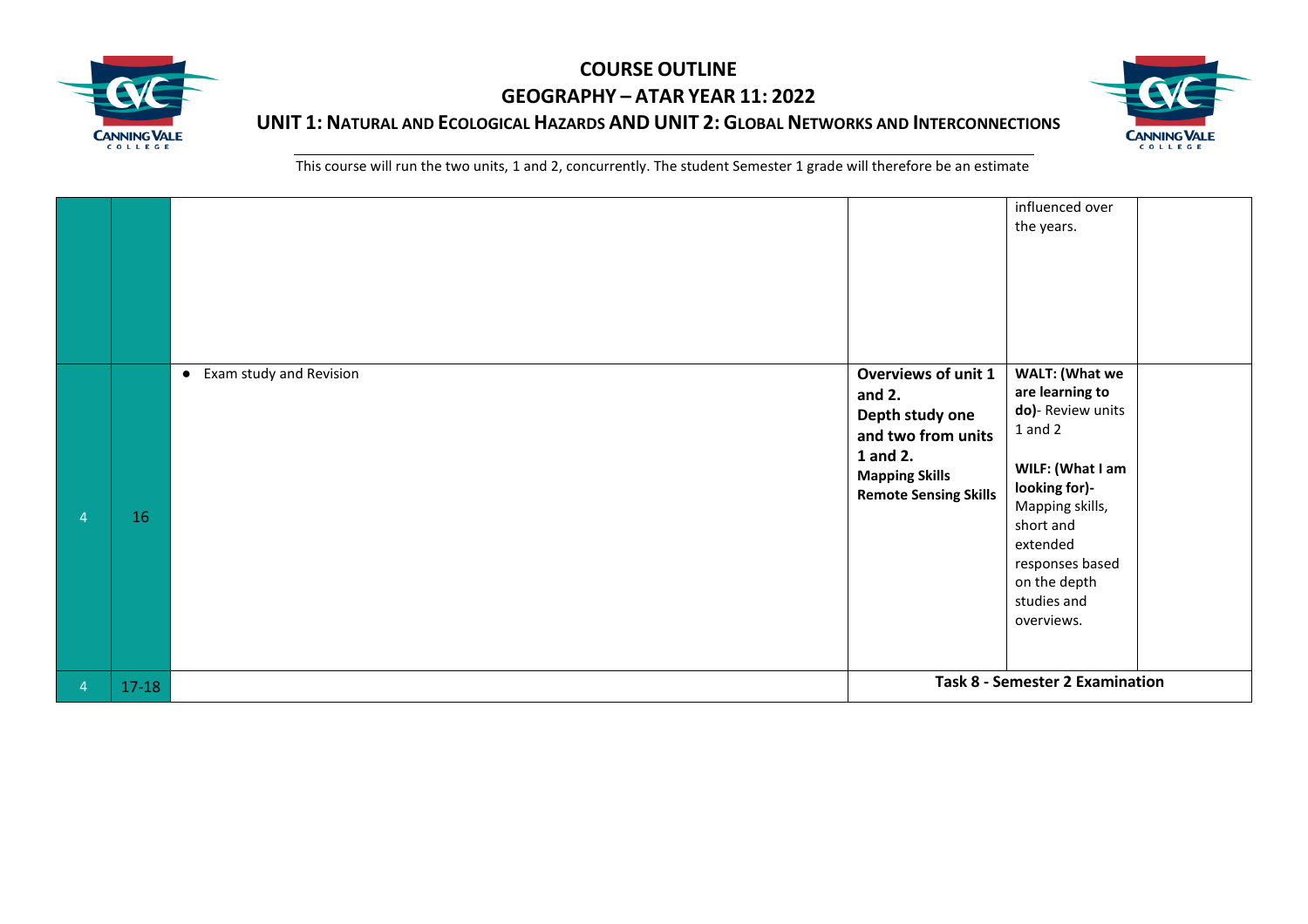# COURSE OUTLINE

## GEOGRAPHY – ATAR YEAR 11: 2022

### UNIT 1: NATURAL AND ECOLOGICAL HAZARDS AND UNIT 2: GLOBAL NETWORKS AND INTERCONNECTIONS

This course will run the two units, 1 and 2, concurrently. The student Semester 1 grade will therefore be an estimate

| | | | | | |
|---|---|---|---|---|---|
| | | | | influenced over the years. | |
| 4 | 16 | • Exam study and Revision | **Overviews of unit 1 and 2.** **Depth study one and two from units 1 and 2.** **Mapping Skills** **Remote Sensing Skills** | **WALT: (What we are learning to do)**- Review units 1 and 2<br><br>**WILF: (What I am looking for)**- Mapping skills, short and extended responses based on the depth studies and overviews. | |
| 4 | 17-18 | | **Task 8 - Semester 2 Examination** | | |